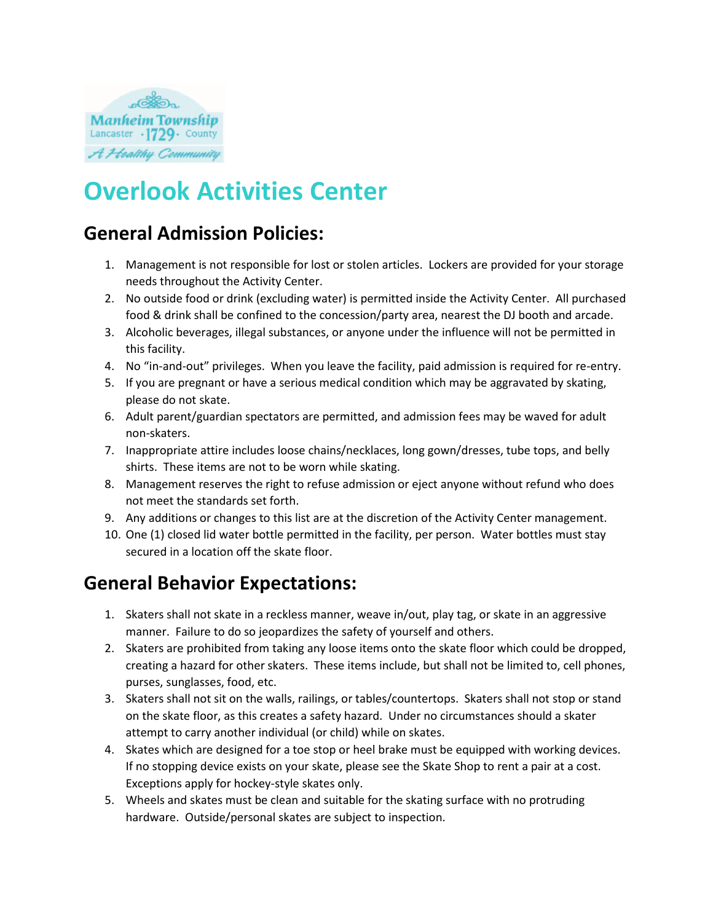Manheim Township
Lancaster ·1729· County
A Healthy Community

# Overlook Activities Center

## General Admission Policies:

1. Management is not responsible for lost or stolen articles. Lockers are provided for your storage needs throughout the Activity Center.
2. No outside food or drink (excluding water) is permitted inside the Activity Center. All purchased food & drink shall be confined to the concession/party area, nearest the DJ booth and arcade.
3. Alcoholic beverages, illegal substances, or anyone under the influence will not be permitted in this facility.
4. No "in-and-out" privileges. When you leave the facility, paid admission is required for re-entry.
5. If you are pregnant or have a serious medical condition which may be aggravated by skating, please do not skate.
6. Adult parent/guardian spectators are permitted, and admission fees may be waved for adult non-skaters.
7. Inappropriate attire includes loose chains/necklaces, long gown/dresses, tube tops, and belly shirts. These items are not to be worn while skating.
8. Management reserves the right to refuse admission or eject anyone without refund who does not meet the standards set forth.
9. Any additions or changes to this list are at the discretion of the Activity Center management.
10. One (1) closed lid water bottle permitted in the facility, per person. Water bottles must stay secured in a location off the skate floor.

## General Behavior Expectations:

1. Skaters shall not skate in a reckless manner, weave in/out, play tag, or skate in an aggressive manner. Failure to do so jeopardizes the safety of yourself and others.
2. Skaters are prohibited from taking any loose items onto the skate floor which could be dropped, creating a hazard for other skaters. These items include, but shall not be limited to, cell phones, purses, sunglasses, food, etc.
3. Skaters shall not sit on the walls, railings, or tables/countertops. Skaters shall not stop or stand on the skate floor, as this creates a safety hazard. Under no circumstances should a skater attempt to carry another individual (or child) while on skates.
4. Skates which are designed for a toe stop or heel brake must be equipped with working devices. If no stopping device exists on your skate, please see the Skate Shop to rent a pair at a cost. Exceptions apply for hockey-style skates only.
5. Wheels and skates must be clean and suitable for the skating surface with no protruding hardware. Outside/personal skates are subject to inspection.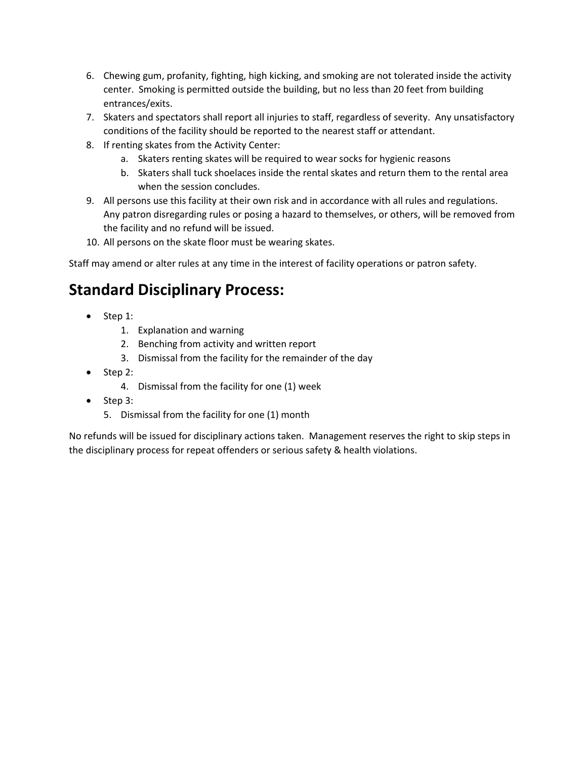6. Chewing gum, profanity, fighting, high kicking, and smoking are not tolerated inside the activity center. Smoking is permitted outside the building, but no less than 20 feet from building entrances/exits.
7. Skaters and spectators shall report all injuries to staff, regardless of severity. Any unsatisfactory conditions of the facility should be reported to the nearest staff or attendant.
8. If renting skates from the Activity Center:
    a. Skaters renting skates will be required to wear socks for hygienic reasons
    b. Skaters shall tuck shoelaces inside the rental skates and return them to the rental area when the session concludes.
9. All persons use this facility at their own risk and in accordance with all rules and regulations. Any patron disregarding rules or posing a hazard to themselves, or others, will be removed from the facility and no refund will be issued.
10. All persons on the skate floor must be wearing skates.

Staff may amend or alter rules at any time in the interest of facility operations or patron safety.

## Standard Disciplinary Process:

- Step 1:
    1. Explanation and warning
    2. Benching from activity and written report
    3. Dismissal from the facility for the remainder of the day
- Step 2:
    4. Dismissal from the facility for one (1) week
- Step 3:
    5. Dismissal from the facility for one (1) month

No refunds will be issued for disciplinary actions taken. Management reserves the right to skip steps in the disciplinary process for repeat offenders or serious safety & health violations.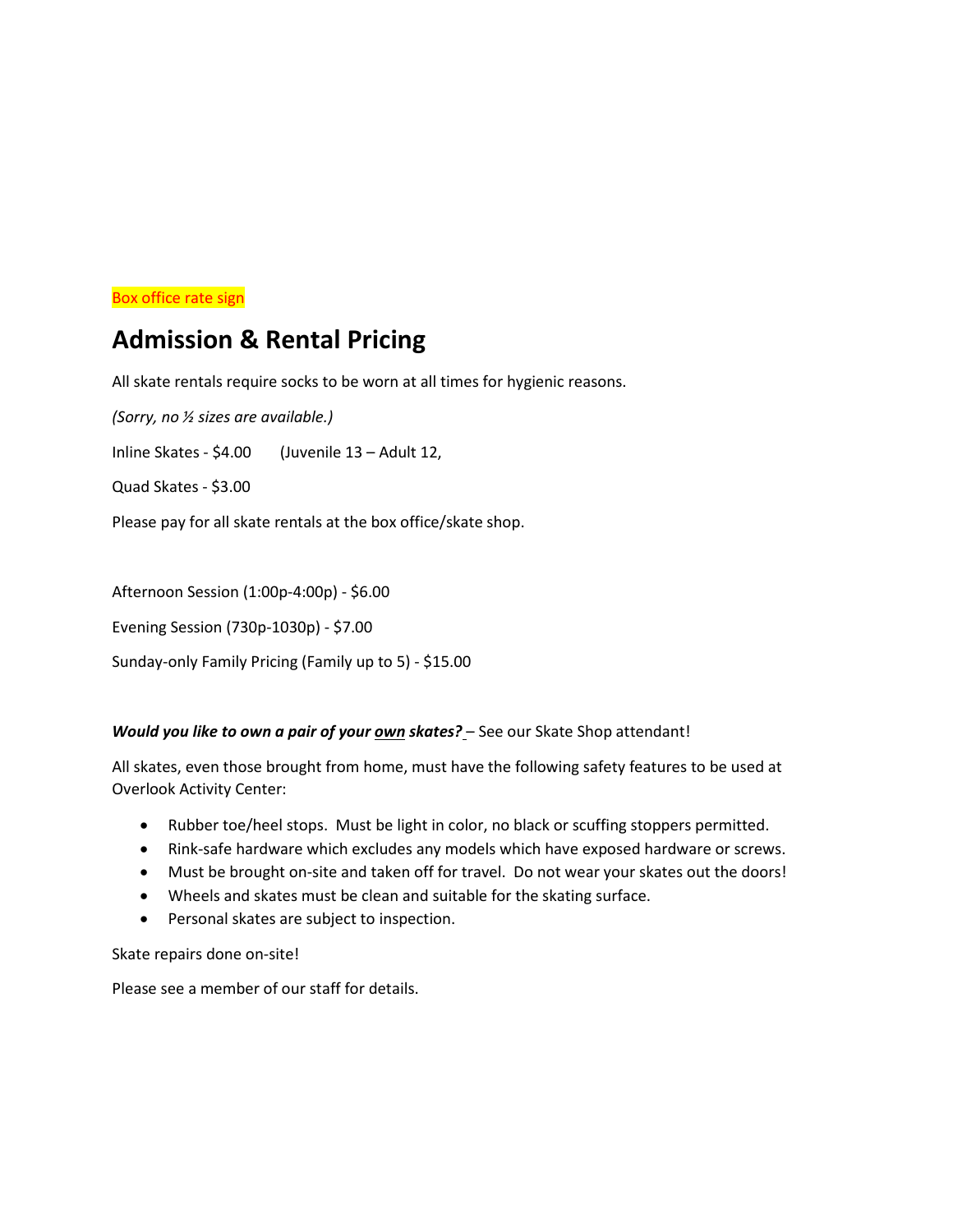Box office rate sign

## Admission & Rental Pricing

All skate rentals require socks to be worn at all times for hygienic reasons.

*(Sorry, no ½ sizes are available.)*

Inline Skates - $4.00 (Juvenile 13 – Adult 12,

Quad Skates - $3.00

Please pay for all skate rentals at the box office/skate shop.

Afternoon Session (1:00p-4:00p) - $6.00

Evening Session (730p-1030p) - $7.00

Sunday-only Family Pricing (Family up to 5) - $15.00

***Would you like to own a pair of your <u>own</u> skates?*** – See our Skate Shop attendant!

All skates, even those brought from home, must have the following safety features to be used at Overlook Activity Center:

- Rubber toe/heel stops. Must be light in color, no black or scuffing stoppers permitted.
- Rink-safe hardware which excludes any models which have exposed hardware or screws.
- Must be brought on-site and taken off for travel. Do not wear your skates out the doors!
- Wheels and skates must be clean and suitable for the skating surface.
- Personal skates are subject to inspection.

Skate repairs done on-site!

Please see a member of our staff for details.